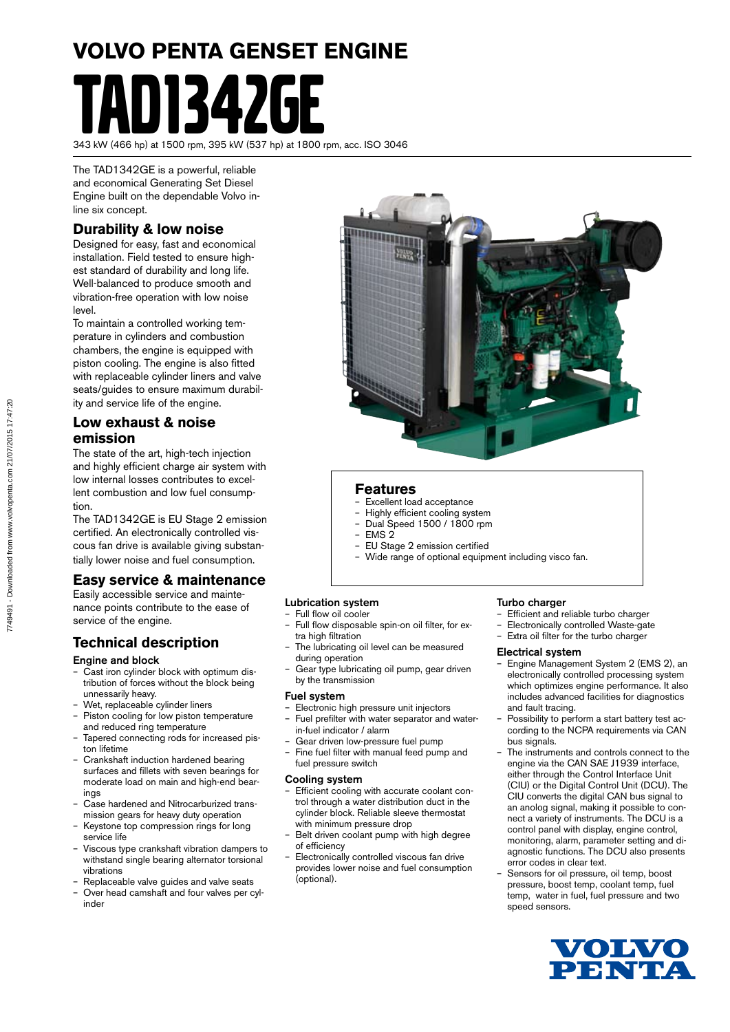# VOLVO PENTA GENSET ENGINE

# TAD1342GE

343 kW (466 hp) at 1500 rpm, 395 kW (537 hp) at 1800 rpm, acc. ISO 3046

The TAD1342GE is a powerful, reliable and economical Generating Set Diesel Engine built on the dependable Volvo in-line six concept.

## Durability & low noise

Designed for easy, fast and economical installation. Field tested to ensure highest standard of durability and long life. Well-balanced to produce smooth and vibration-free operation with low noise level.

To maintain a controlled working temperature in cylinders and combustion chambers, the engine is equipped with piston cooling. The engine is also fitted with replaceable cylinder liners and valve seats/guides to ensure maximum durability and service life of the engine.

## Low exhaust & noise emission

The state of the art, high-tech injection and highly efficient charge air system with low internal losses contributes to excellent combustion and low fuel consumption.

The TAD1342GE is EU Stage 2 emission certified. An electronically controlled viscous fan drive is available giving substantially lower noise and fuel consumption.

## Easy service & maintenance

Easily accessible service and maintenance points contribute to the ease of service of the engine.

## Features

- Excellent load acceptance
- Highly efficient cooling system
- Dual Speed 1500 / 1800 rpm
- EMS 2
- EU Stage 2 emission certified
- Wide range of optional equipment including visco fan.

## Technical description

### Engine and block

- Cast iron cylinder block with optimum distribution of forces without the block being unnessarily heavy.
- Wet, replaceable cylinder liners
- Piston cooling for low piston temperature and reduced ring temperature
- Tapered connecting rods for increased piston lifetime
- Crankshaft induction hardened bearing surfaces and fillets with seven bearings for moderate load on main and high-end bearings
- Case hardened and Nitrocarburized transmission gears for heavy duty operation
- Keystone top compression rings for long service life
- Viscous type crankshaft vibration dampers to withstand single bearing alternator torsional vibrations
- Replaceable valve guides and valve seats
- Over head camshaft and four valves per cylinder

### Lubrication system

- Full flow oil cooler
- Full flow disposable spin-on oil filter, for extra high filtration
- The lubricating oil level can be measured during operation
- Gear type lubricating oil pump, gear driven by the transmission

### Fuel system

- Electronic high pressure unit injectors
- Fuel prefilter with water separator and water-in-fuel indicator / alarm
- Gear driven low-pressure fuel pump
- Fine fuel filter with manual feed pump and fuel pressure switch

### Cooling system

- Efficient cooling with accurate coolant control through a water distribution duct in the cylinder block. Reliable sleeve thermostat with minimum pressure drop
- Belt driven coolant pump with high degree of efficiency
- Electronically controlled viscous fan drive provides lower noise and fuel consumption (optional).

### Turbo charger

- Efficient and reliable turbo charger
- Electronically controlled Waste-gate
- Extra oil filter for the turbo charger

### Electrical system

- Engine Management System 2 (EMS 2), an electronically controlled processing system which optimizes engine performance. It also includes advanced facilities for diagnostics and fault tracing.
- Possibility to perform a start battery test according to the NCPA requirements via CAN bus signals.
- The instruments and controls connect to the engine via the CAN SAE J1939 interface, either through the Control Interface Unit (CIU) or the Digital Control Unit (DCU). The CIU converts the digital CAN bus signal to an anolog signal, making it possible to connect a variety of instruments. The DCU is a control panel with display, engine control, monitoring, alarm, parameter setting and diagnostic functions. The DCU also presents error codes in clear text.
- Sensors for oil pressure, oil temp, boost pressure, boost temp, coolant temp, fuel temp, water in fuel, fuel pressure and two speed sensors.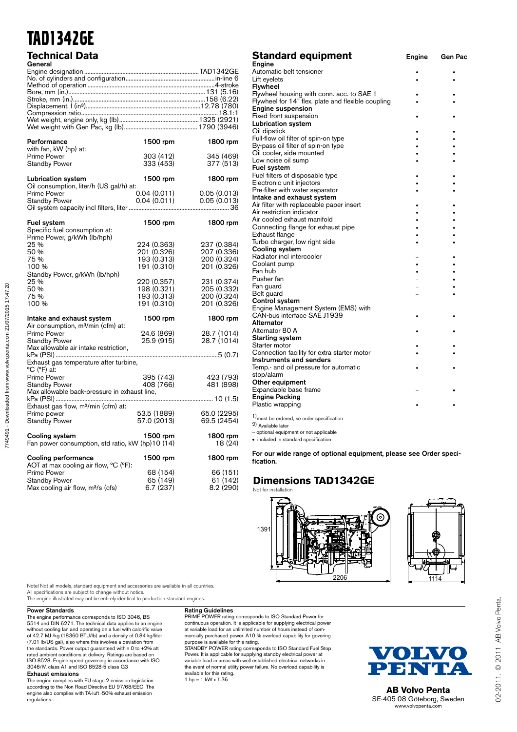# TAD1342GE

## Technical Data

### General

| | |
|---|---|
| Engine designation | TAD1342GE |
| No. of cylinders and configuration | in-line 6 |
| Method of operation | 4-stroke |
| Bore, mm (in.) | 131 (5.16) |
| Stroke, mm (in.) | 158 (6.22) |
| Displacement, l (in³) | 12.78 (780) |
| Compression ratio | 18.1:1 |
| Wet weight, engine only, kg (lb) | 1325 (2921) |
| Wet weight with Gen Pac, kg (lb) | 1790 (3946) |

| Performance | 1500 rpm | 1800 rpm |
|---|---|---|
| with fan, kW (hp) at: | | |
| Prime Power | 303 (412) | 345 (469) |
| Standby Power | 333 (453) | 377 (513) |

| Lubrication system | 1500 rpm | 1800 rpm |
|---|---|---|
| Oil consumption, liter/h (US gal/h) at: | | |
| Prime Power | 0.04 (0.011) | 0.05 (0.013) |
| Standby Power | 0.04 (0.011) | 0.05 (0.013) |
| Oil system capacity incl filters, liter | | 36 |

| Fuel system | 1500 rpm | 1800 rpm |
|---|---|---|
| Specific fuel consumption at: | | |
| Prime Power, g/kWh (lb/hph) | | |
| 25 % | 224 (0.363) | 237 (0.384) |
| 50 % | 201 (0.326) | 207 (0.336) |
| 75 % | 193 (0.313) | 200 (0.324) |
| 100 % | 191 (0.310) | 201 (0.326) |
| Standby Power, g/kWh (lb/hph) | | |
| 25 % | 220 (0.357) | 231 (0.374) |
| 50 % | 198 (0.321) | 205 (0.332) |
| 75 % | 193 (0.313) | 200 (0.324) |
| 100 % | 191 (0.310) | 201 (0.326) |

| Intake and exhaust system | 1500 rpm | 1800 rpm |
|---|---|---|
| Air consumption, m³/min (cfm) at: | | |
| Prime Power | 24.6 (869) | 28.7 (1014) |
| Standby Power | 25.9 (915) | 28.7 (1014) |
| Max allowable air intake restriction, kPa (PSI) | | 5 (0.7) |
| Exhaust gas temperature after turbine, °C (°F) at: | | |
| Prime Power | 395 (743) | 423 (793) |
| Standby Power | 408 (766) | 481 (898) |
| Max allowable back-pressure in exhaust line, kPa (PSI) | | 10 (1.5) |
| Exhaust gas flow, m³/min (cfm) at: | | |
| Prime power | 53.5 (1889) | 65.0 (2295) |
| Standby Power | 57.0 (2013) | 69.5 (2454) |

| Cooling system | 1500 rpm | 1800 rpm |
|---|---|---|
| Fan power consumption, std ratio, kW (hp) | 10 (14) | 18 (24) |

| Cooling performance | 1500 rpm | 1800 rpm |
|---|---|---|
| AOT at max cooling air flow, °C (°F): | | |
| Prime Power | 68 (154) | 66 (151) |
| Standby Power | 65 (149) | 61 (142) |
| Max cooling air flow, m³/s (cfs) | 6.7 (237) | 8.2 (290) |

## Standard equipment

| | Engine | Gen Pac |
|---|---|---|
| **Engine** | | |
| Automatic belt tensioner | • | • |
| Lift eyelets | • | • |
| **Flywheel** | | |
| Flywheel housing with conn. acc. to SAE 1 | • | • |
| Flywheel for 14" flex. plate and flexible coupling | • | • |
| **Engine suspension** | | |
| Fixed front suspension | • | • |
| **Lubrication system** | | |
| Oil dipstick | • | • |
| Full-flow oil filter of spin-on type | • | • |
| By-pass oil filter of spin-on type | • | • |
| Oil cooler, side mounted | • | • |
| Low noise oil sump | • | • |
| **Fuel system** | | |
| Fuel filters of disposable type | • | • |
| Electronic unit injectors | • | • |
| Pre-filter with water separator | • | • |
| **Intake and exhaust system** | | |
| Air filter with replaceable paper insert | • | • |
| Air restriction indicator | • | • |
| Air cooled exhaust manifold | • | • |
| Connecting flange for exhaust pipe | • | • |
| Exhaust flange | • | • |
| Turbo charger, low right side | • | • |
| **Cooling system** | | |
| Radiator incl intercooler | – | • |
| Coolant pump | • | • |
| Fan hub | • | • |
| Pusher fan | – | • |
| Fan guard | – | • |
| Belt guard | – | • |
| **Control system** | | |
| Engine Management System (EMS) with CAN-bus interface SAE J1939 | • | • |
| **Alternator** | | |
| Alternator 80 A | • | • |
| **Starting system** | | |
| Starter motor | • | • |
| Connection facility for extra starter motor | • | • |
| **Instruments and senders** | | |
| Temp.- and oil pressure for automatic stop/alarm | • | • |
| **Other equipment** | | |
| Expandable base frame | – | • |
| **Engine Packing** | | |
| Plastic wrapping | • | • |

1) must be ordered, se order specification
2) Available later
– optional equipment or not applicable
• included in standard specification

**For our wide range of optional equipment, please see Order specification.**

## Dimensions TAD1342GE

Not for installation

1391
2206
1114

Note! Not all models, standard equipment and accessories are available in all countries.
All specifications are subject to change without notice.
The engine illustrated may not be entirely identical to production standard engines.

### Power Standards

The engine performance corresponds to ISO 3046, BS 5514 and DIN 6271. The technical data applies to an engine without cooling fan and operating on a fuel with calorific value of 42.7 MJ /kg (18360 BTU/lb) and a density of 0.84 kg/liter (7.01 lb/US gal), also where this involves a deviation from the standards. Power output guaranteed within 0 to +2% att rated ambient conditions at delivery. Ratings are based on ISO 8528. Engine speed governing in accordance with ISO 3046/IV, class A1 and ISO 8528-5 class G3

### Exhaust emissions

The engine complies with EU stage 2 emission legislation according to the Non Road Directive EU 97/68/EEC. The engine also complies with TA-luft -50% exhaust emission regulations.

### Rating Guidelines

PRIME POWER rating corresponds to ISO Standard Power for continuous operation. It is applicable for supplying electrical power at variable load for an unlimited number of hours instead of commercially purchased power. A10 % overload capability for govering purpose is available for this rating.
STANDBY POWER rating corresponds to ISO Standard Fuel Stop Power. It is applicable for supplying standby electrical power at variable load in areas with well established electrical networks in the event of normal utility power failure. No overload capability is available for this rating.
1 hp = 1 kW x 1.36

VOLVO PENTA

**AB Volvo Penta**
SE-405 08 Göteborg, Sweden
www.volvopenta.com

02-2011. © 2011 AB Volvo Penta.

7749491 - Downloaded from www.volvopenta.com 21/07/2015 17:47:20